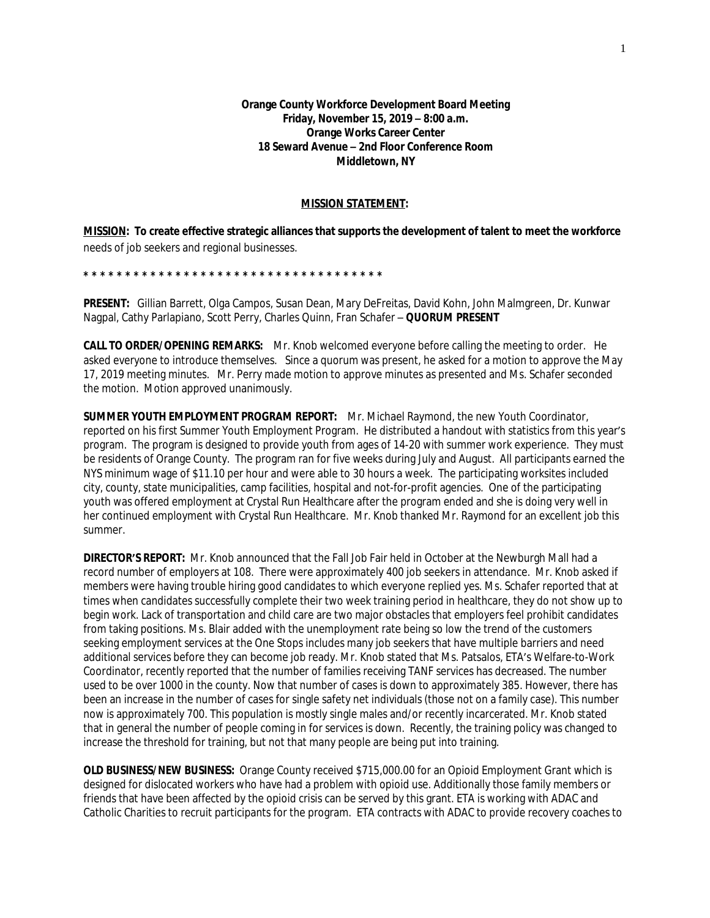**Orange County Workforce Development Board Meeting**
**Friday, November 15, 2019 – 8:00 a.m.**
**Orange Works Career Center**
**18 Seward Avenue – 2nd Floor Conference Room**
**Middletown, NY**

**MISSION STATEMENT:**

**MISSION: To create effective strategic alliances that supports the development of talent to meet the workforce** needs of job seekers and regional businesses.

**\* \* \* \* \* \* \* \* \* \* \* \* \* \* \* \* \* \* \* \* \* \* \* \* \* \* \* \* \* \* \* \* \* \* \* \* \***

**PRESENT:** Gillian Barrett, Olga Campos, Susan Dean, Mary DeFreitas, David Kohn, John Malmgreen, Dr. Kunwar Nagpal, Cathy Parlapiano, Scott Perry, Charles Quinn, Fran Schafer – **QUORUM PRESENT**

**CALL TO ORDER/OPENING REMARKS:** Mr. Knob welcomed everyone before calling the meeting to order. He asked everyone to introduce themselves. Since a quorum was present, he asked for a motion to approve the May 17, 2019 meeting minutes. Mr. Perry made motion to approve minutes as presented and Ms. Schafer seconded the motion. Motion approved unanimously.

**SUMMER YOUTH EMPLOYMENT PROGRAM REPORT:** Mr. Michael Raymond, the new Youth Coordinator, reported on his first Summer Youth Employment Program. He distributed a handout with statistics from this year's program. The program is designed to provide youth from ages of 14-20 with summer work experience. They must be residents of Orange County. The program ran for five weeks during July and August. All participants earned the NYS minimum wage of $11.10 per hour and were able to 30 hours a week. The participating worksites included city, county, state municipalities, camp facilities, hospital and not-for-profit agencies. One of the participating youth was offered employment at Crystal Run Healthcare after the program ended and she is doing very well in her continued employment with Crystal Run Healthcare. Mr. Knob thanked Mr. Raymond for an excellent job this summer.

**DIRECTOR'S REPORT:** Mr. Knob announced that the Fall Job Fair held in October at the Newburgh Mall had a record number of employers at 108. There were approximately 400 job seekers in attendance. Mr. Knob asked if members were having trouble hiring good candidates to which everyone replied yes. Ms. Schafer reported that at times when candidates successfully complete their two week training period in healthcare, they do not show up to begin work. Lack of transportation and child care are two major obstacles that employers feel prohibit candidates from taking positions. Ms. Blair added with the unemployment rate being so low the trend of the customers seeking employment services at the One Stops includes many job seekers that have multiple barriers and need additional services before they can become job ready. Mr. Knob stated that Ms. Patsalos, ETA's Welfare-to-Work Coordinator, recently reported that the number of families receiving TANF services has decreased. The number used to be over 1000 in the county. Now that number of cases is down to approximately 385. However, there has been an increase in the number of cases for single safety net individuals (those not on a family case). This number now is approximately 700. This population is mostly single males and/or recently incarcerated. Mr. Knob stated that in general the number of people coming in for services is down. Recently, the training policy was changed to increase the threshold for training, but not that many people are being put into training.

**OLD BUSINESS/NEW BUSINESS:** Orange County received $715,000.00 for an Opioid Employment Grant which is designed for dislocated workers who have had a problem with opioid use. Additionally those family members or friends that have been affected by the opioid crisis can be served by this grant. ETA is working with ADAC and Catholic Charities to recruit participants for the program. ETA contracts with ADAC to provide recovery coaches to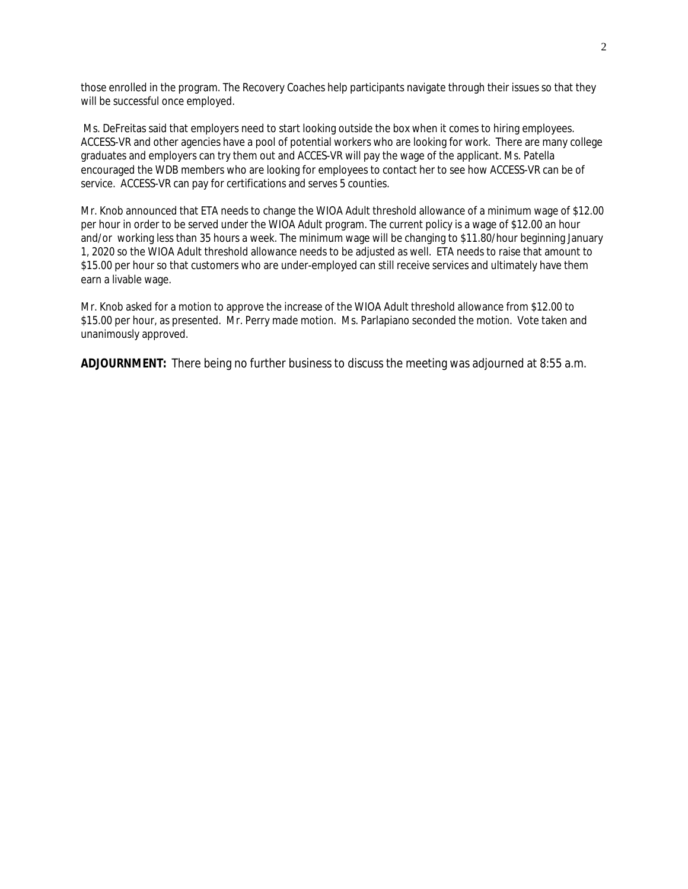those enrolled in the program. The Recovery Coaches help participants navigate through their issues so that they will be successful once employed.

Ms. DeFreitas said that employers need to start looking outside the box when it comes to hiring employees. ACCESS-VR and other agencies have a pool of potential workers who are looking for work. There are many college graduates and employers can try them out and ACCES-VR will pay the wage of the applicant. Ms. Patella encouraged the WDB members who are looking for employees to contact her to see how ACCESS-VR can be of service. ACCESS-VR can pay for certifications and serves 5 counties.

Mr. Knob announced that ETA needs to change the WIOA Adult threshold allowance of a minimum wage of $12.00 per hour in order to be served under the WIOA Adult program. The current policy is a wage of $12.00 an hour and/or working less than 35 hours a week. The minimum wage will be changing to $11.80/hour beginning January 1, 2020 so the WIOA Adult threshold allowance needs to be adjusted as well. ETA needs to raise that amount to $15.00 per hour so that customers who are under-employed can still receive services and ultimately have them earn a livable wage.

Mr. Knob asked for a motion to approve the increase of the WIOA Adult threshold allowance from $12.00 to $15.00 per hour, as presented. Mr. Perry made motion. Ms. Parlapiano seconded the motion. Vote taken and unanimously approved.

**ADJOURNMENT:** There being no further business to discuss the meeting was adjourned at 8:55 a.m.